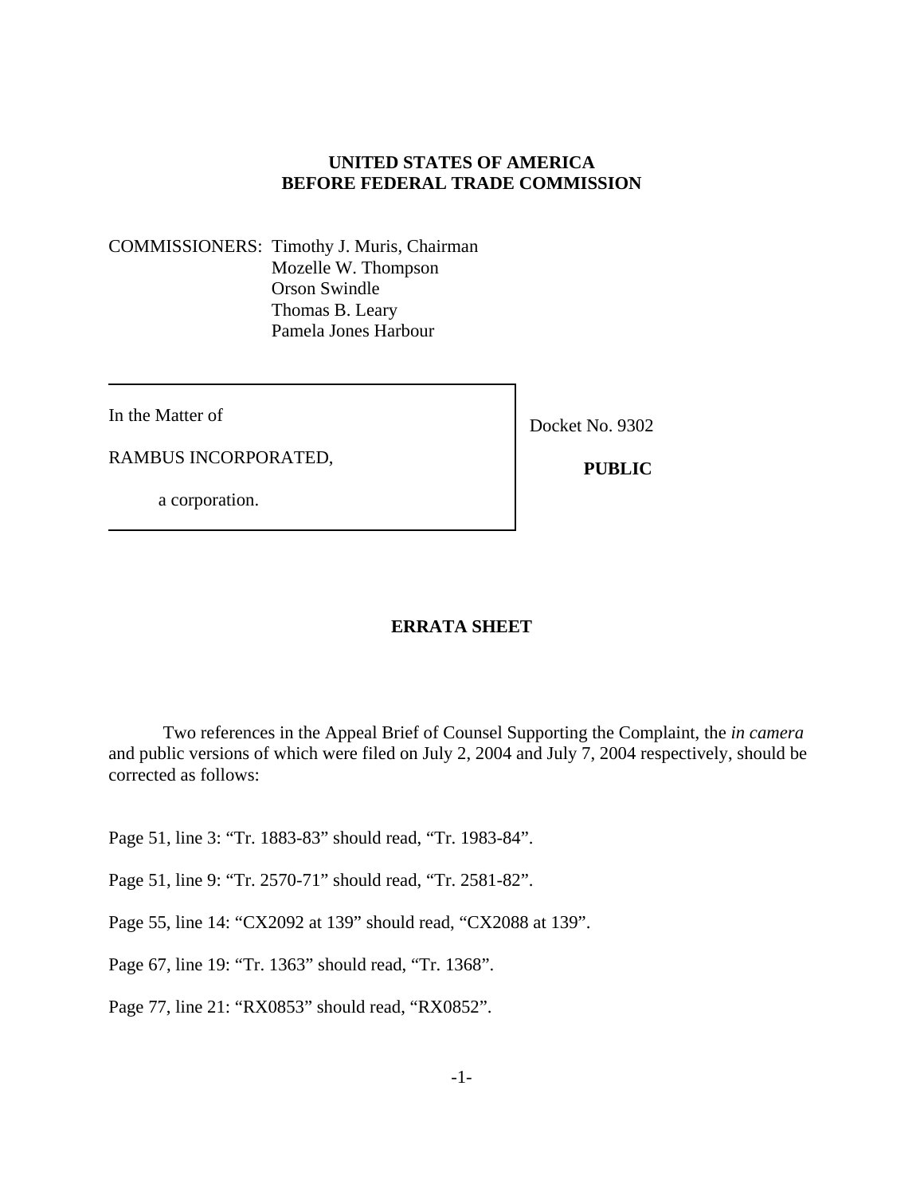**UNITED STATES OF AMERICA**
**BEFORE FEDERAL TRADE COMMISSION**

COMMISSIONERS: Timothy J. Muris, Chairman
Mozelle W. Thompson
Orson Swindle
Thomas B. Leary
Pamela Jones Harbour

In the Matter of

RAMBUS INCORPORATED,

a corporation.

Docket No. 9302

**PUBLIC**

## ERRATA SHEET

Two references in the Appeal Brief of Counsel Supporting the Complaint, the *in camera* and public versions of which were filed on July 2, 2004 and July 7, 2004 respectively, should be corrected as follows:

Page 51, line 3: "Tr. 1883-83" should read, "Tr. 1983-84".

Page 51, line 9: "Tr. 2570-71" should read, "Tr. 2581-82".

Page 55, line 14: "CX2092 at 139" should read, "CX2088 at 139".

Page 67, line 19: "Tr. 1363" should read, "Tr. 1368".

Page 77, line 21: "RX0853" should read, "RX0852".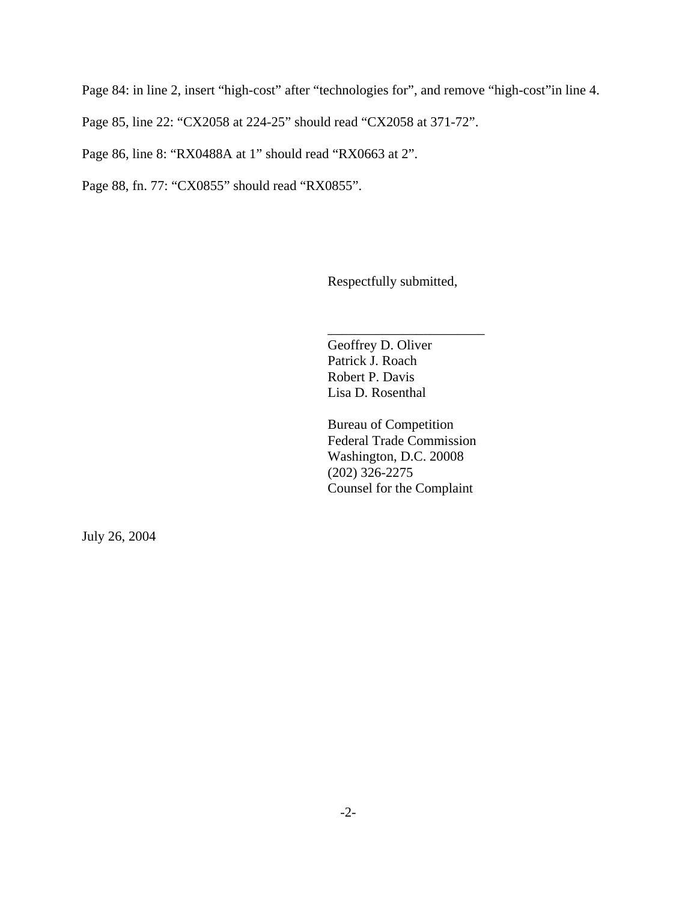Page 84: in line 2, insert “high-cost” after “technologies for”, and remove “high-cost”in line 4.

Page 85, line 22: “CX2058 at 224-25” should read “CX2058 at 371-72”.

Page 86, line 8: “RX0488A at 1” should read “RX0663 at 2”.

Page 88, fn. 77: “CX0855” should read “RX0855”.

Respectfully submitted,

\_\_\_\_\_\_\_\_\_\_\_\_\_\_\_\_\_\_\_\_\_\_\_

Geoffrey D. Oliver
Patrick J. Roach
Robert P. Davis
Lisa D. Rosenthal

Bureau of Competition
Federal Trade Commission
Washington, D.C. 20008
(202) 326-2275
Counsel for the Complaint

July 26, 2004